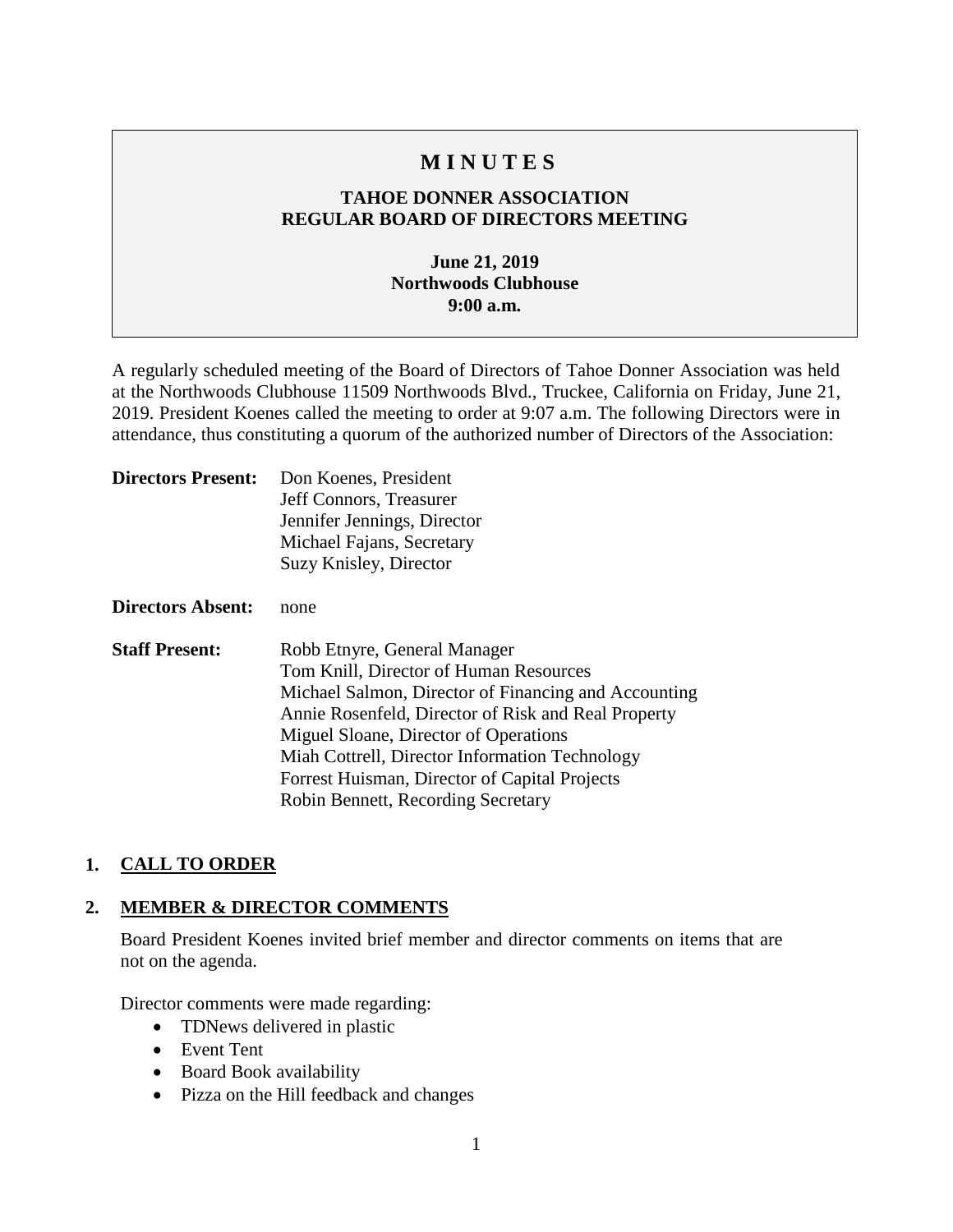# M I N U T E S

## TAHOE DONNER ASSOCIATION
## REGULAR BOARD OF DIRECTORS MEETING

**June 21, 2019**
**Northwoods Clubhouse**
**9:00 a.m.**

A regularly scheduled meeting of the Board of Directors of Tahoe Donner Association was held at the Northwoods Clubhouse 11509 Northwoods Blvd., Truckee, California on Friday, June 21, 2019. President Koenes called the meeting to order at 9:07 a.m. The following Directors were in attendance, thus constituting a quorum of the authorized number of Directors of the Association:

**Directors Present:** Don Koenes, President
Jeff Connors, Treasurer
Jennifer Jennings, Director
Michael Fajans, Secretary
Suzy Knisley, Director

**Directors Absent:** none

**Staff Present:** Robb Etnyre, General Manager
Tom Knill, Director of Human Resources
Michael Salmon, Director of Financing and Accounting
Annie Rosenfeld, Director of Risk and Real Property
Miguel Sloane, Director of Operations
Miah Cottrell, Director Information Technology
Forrest Huisman, Director of Capital Projects
Robin Bennett, Recording Secretary

### 1. CALL TO ORDER

### 2. MEMBER & DIRECTOR COMMENTS

Board President Koenes invited brief member and director comments on items that are not on the agenda.

Director comments were made regarding:

- TDNews delivered in plastic
- Event Tent
- Board Book availability
- Pizza on the Hill feedback and changes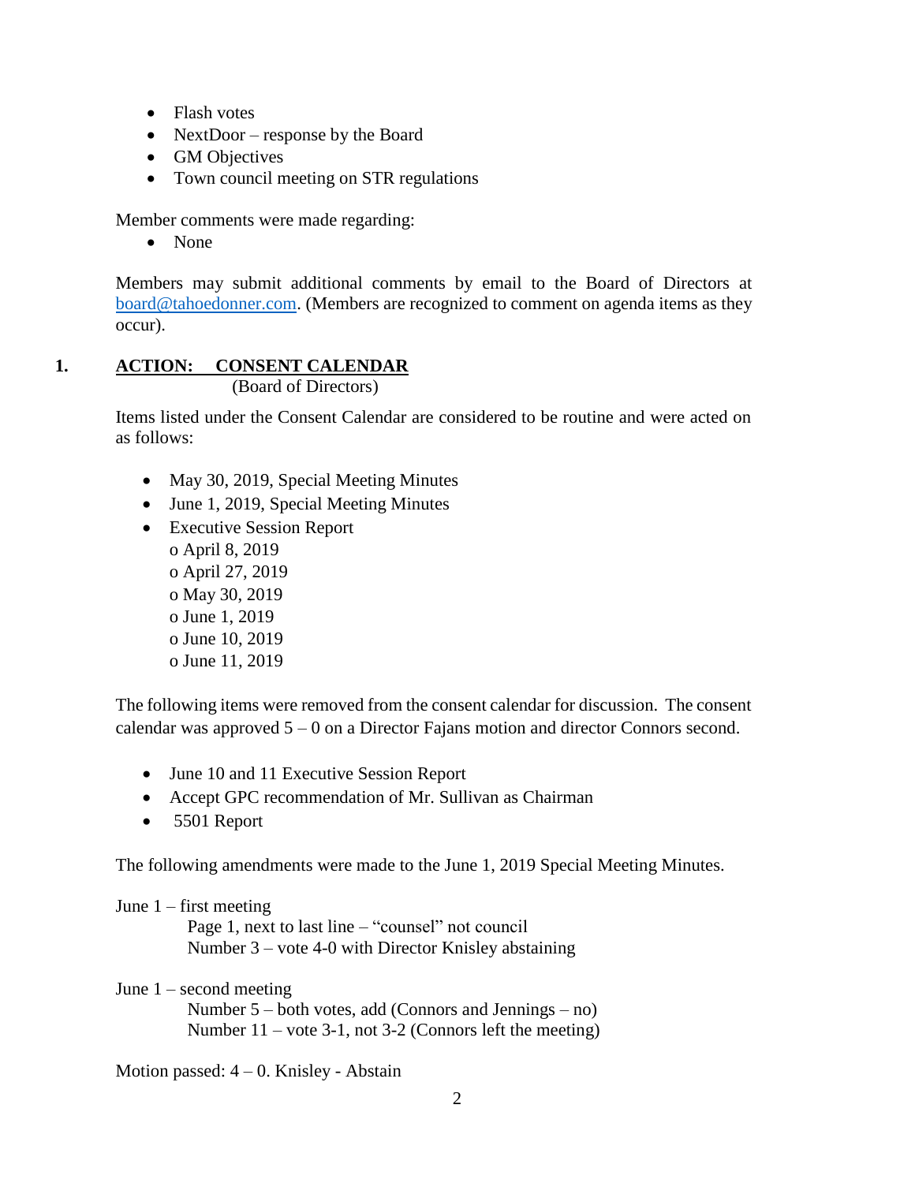- Flash votes
- NextDoor – response by the Board
- GM Objectives
- Town council meeting on STR regulations

Member comments were made regarding:

- None

Members may submit additional comments by email to the Board of Directors at board@tahoedonner.com. (Members are recognized to comment on agenda items as they occur).

## 1. ACTION: CONSENT CALENDAR

(Board of Directors)

Items listed under the Consent Calendar are considered to be routine and were acted on as follows:

- May 30, 2019, Special Meeting Minutes
- June 1, 2019, Special Meeting Minutes
- Executive Session Report
  - April 8, 2019
  - April 27, 2019
  - May 30, 2019
  - June 1, 2019
  - June 10, 2019
  - June 11, 2019

The following items were removed from the consent calendar for discussion. The consent calendar was approved 5 – 0 on a Director Fajans motion and director Connors second.

- June 10 and 11 Executive Session Report
- Accept GPC recommendation of Mr. Sullivan as Chairman
- 5501 Report

The following amendments were made to the June 1, 2019 Special Meeting Minutes.

June 1 – first meeting

Page 1, next to last line – "counsel" not council
Number 3 – vote 4-0 with Director Knisley abstaining

June 1 – second meeting

Number 5 – both votes, add (Connors and Jennings – no)
Number 11 – vote 3-1, not 3-2 (Connors left the meeting)

Motion passed: 4 – 0. Knisley - Abstain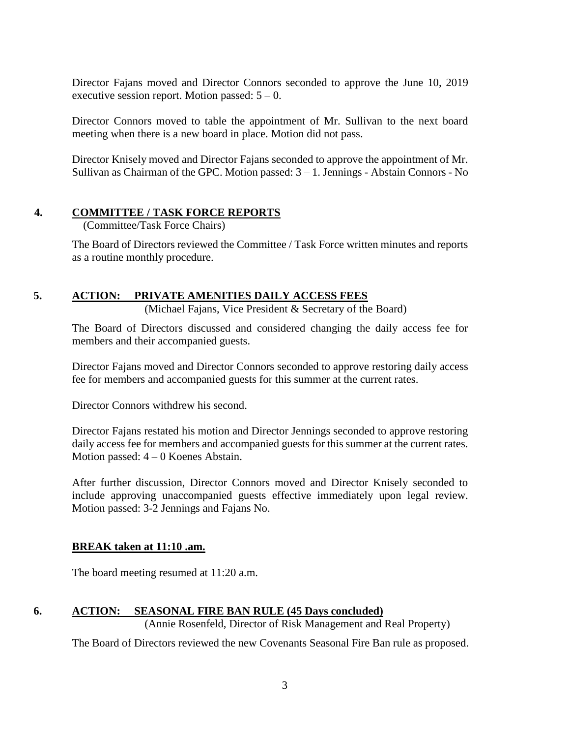Director Fajans moved and Director Connors seconded to approve the June 10, 2019 executive session report. Motion passed: 5 – 0.

Director Connors moved to table the appointment of Mr. Sullivan to the next board meeting when there is a new board in place. Motion did not pass.

Director Knisely moved and Director Fajans seconded to approve the appointment of Mr. Sullivan as Chairman of the GPC. Motion passed: 3 – 1. Jennings - Abstain Connors - No

## 4. **COMMITTEE / TASK FORCE REPORTS**

(Committee/Task Force Chairs)

The Board of Directors reviewed the Committee / Task Force written minutes and reports as a routine monthly procedure.

## 5. **ACTION: PRIVATE AMENITIES DAILY ACCESS FEES**

(Michael Fajans, Vice President & Secretary of the Board)

The Board of Directors discussed and considered changing the daily access fee for members and their accompanied guests.

Director Fajans moved and Director Connors seconded to approve restoring daily access fee for members and accompanied guests for this summer at the current rates.

Director Connors withdrew his second.

Director Fajans restated his motion and Director Jennings seconded to approve restoring daily access fee for members and accompanied guests for this summer at the current rates. Motion passed: 4 – 0 Koenes Abstain.

After further discussion, Director Connors moved and Director Knisely seconded to include approving unaccompanied guests effective immediately upon legal review. Motion passed: 3-2 Jennings and Fajans No.

**BREAK taken at 11:10 .am.**

The board meeting resumed at 11:20 a.m.

## 6. **ACTION: SEASONAL FIRE BAN RULE (45 Days concluded)**

(Annie Rosenfeld, Director of Risk Management and Real Property)

The Board of Directors reviewed the new Covenants Seasonal Fire Ban rule as proposed.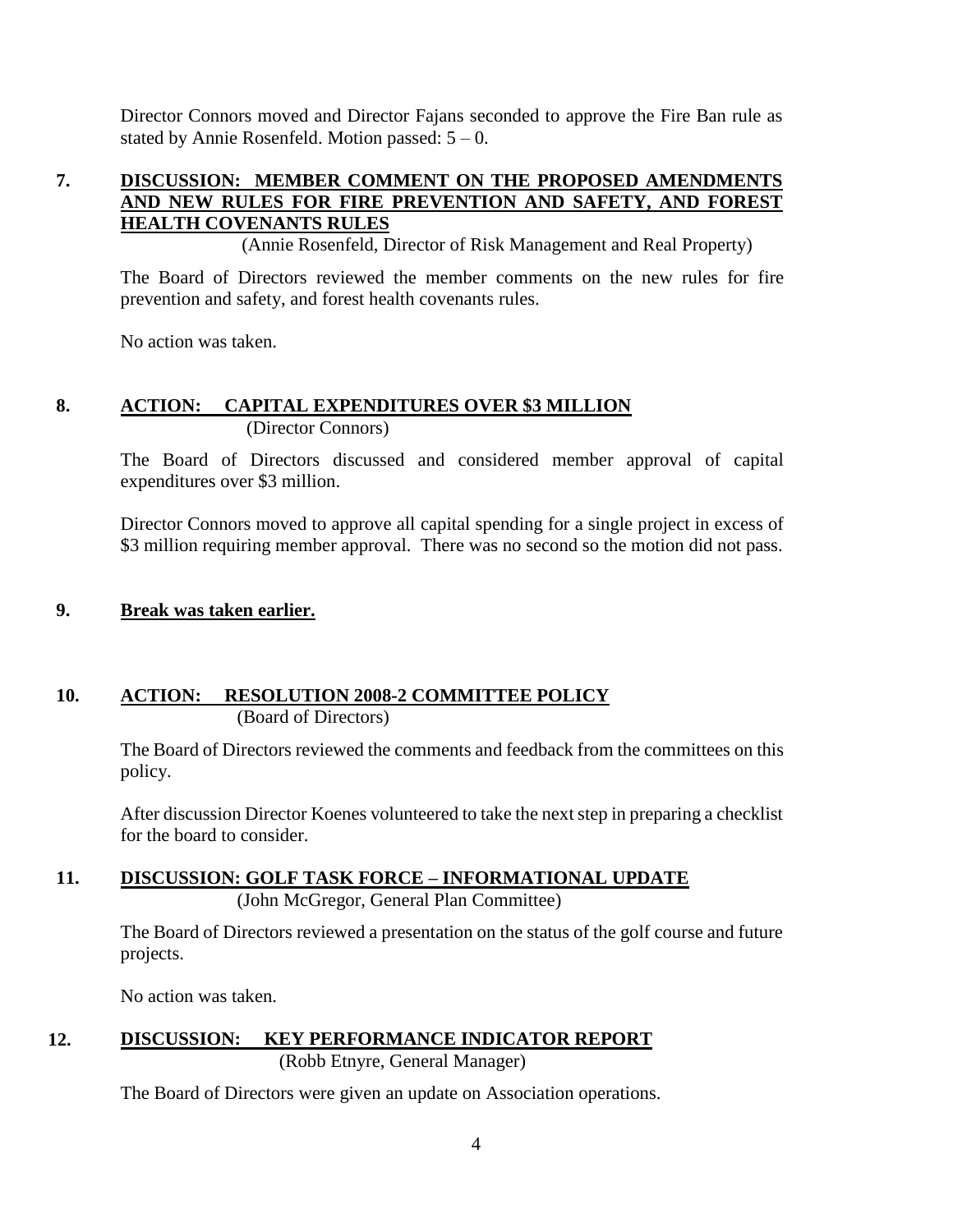Director Connors moved and Director Fajans seconded to approve the Fire Ban rule as stated by Annie Rosenfeld. Motion passed: 5 – 0.

**7. DISCUSSION: MEMBER COMMENT ON THE PROPOSED AMENDMENTS AND NEW RULES FOR FIRE PREVENTION AND SAFETY, AND FOREST HEALTH COVENANTS RULES**

(Annie Rosenfeld, Director of Risk Management and Real Property)

The Board of Directors reviewed the member comments on the new rules for fire prevention and safety, and forest health covenants rules.

No action was taken.

**8. ACTION: CAPITAL EXPENDITURES OVER $3 MILLION**

(Director Connors)

The Board of Directors discussed and considered member approval of capital expenditures over $3 million.

Director Connors moved to approve all capital spending for a single project in excess of $3 million requiring member approval. There was no second so the motion did not pass.

**9. Break was taken earlier.**

**10. ACTION: RESOLUTION 2008-2 COMMITTEE POLICY**

(Board of Directors)

The Board of Directors reviewed the comments and feedback from the committees on this policy.

After discussion Director Koenes volunteered to take the next step in preparing a checklist for the board to consider.

**11. DISCUSSION: GOLF TASK FORCE – INFORMATIONAL UPDATE**

(John McGregor, General Plan Committee)

The Board of Directors reviewed a presentation on the status of the golf course and future projects.

No action was taken.

**12. DISCUSSION: KEY PERFORMANCE INDICATOR REPORT**

(Robb Etnyre, General Manager)

The Board of Directors were given an update on Association operations.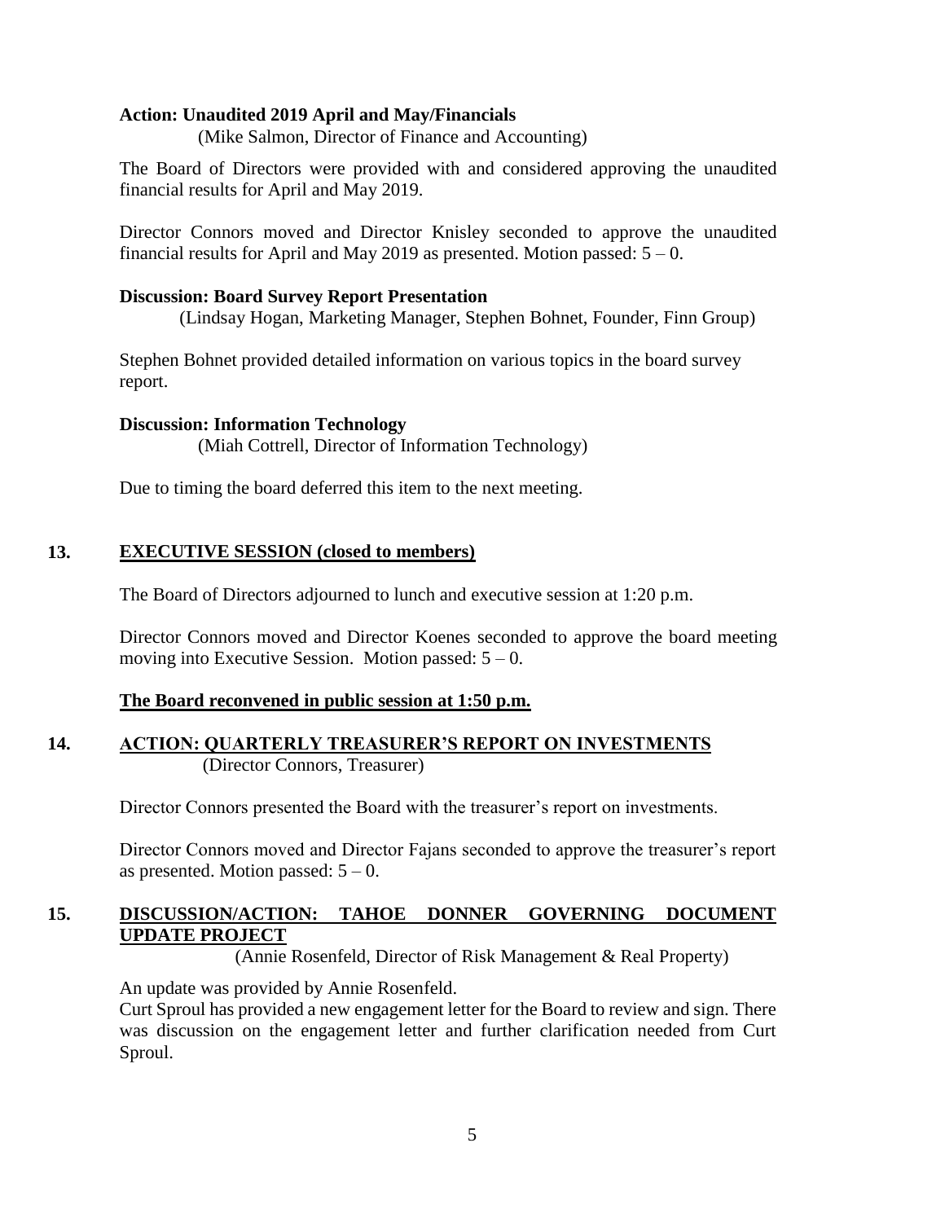**Action: Unaudited 2019 April and May/Financials**
(Mike Salmon, Director of Finance and Accounting)

The Board of Directors were provided with and considered approving the unaudited financial results for April and May 2019.

Director Connors moved and Director Knisley seconded to approve the unaudited financial results for April and May 2019 as presented. Motion passed: 5 – 0.

**Discussion: Board Survey Report Presentation**
(Lindsay Hogan, Marketing Manager, Stephen Bohnet, Founder, Finn Group)

Stephen Bohnet provided detailed information on various topics in the board survey report.

**Discussion: Information Technology**
(Miah Cottrell, Director of Information Technology)

Due to timing the board deferred this item to the next meeting.

## 13. EXECUTIVE SESSION (closed to members)

The Board of Directors adjourned to lunch and executive session at 1:20 p.m.

Director Connors moved and Director Koenes seconded to approve the board meeting moving into Executive Session. Motion passed: 5 – 0.

**The Board reconvened in public session at 1:50 p.m.**

## 14. ACTION: QUARTERLY TREASURER'S REPORT ON INVESTMENTS
(Director Connors, Treasurer)

Director Connors presented the Board with the treasurer's report on investments.

Director Connors moved and Director Fajans seconded to approve the treasurer's report as presented. Motion passed: 5 – 0.

## 15. DISCUSSION/ACTION: TAHOE DONNER GOVERNING DOCUMENT UPDATE PROJECT
(Annie Rosenfeld, Director of Risk Management & Real Property)

An update was provided by Annie Rosenfeld.
Curt Sproul has provided a new engagement letter for the Board to review and sign. There was discussion on the engagement letter and further clarification needed from Curt Sproul.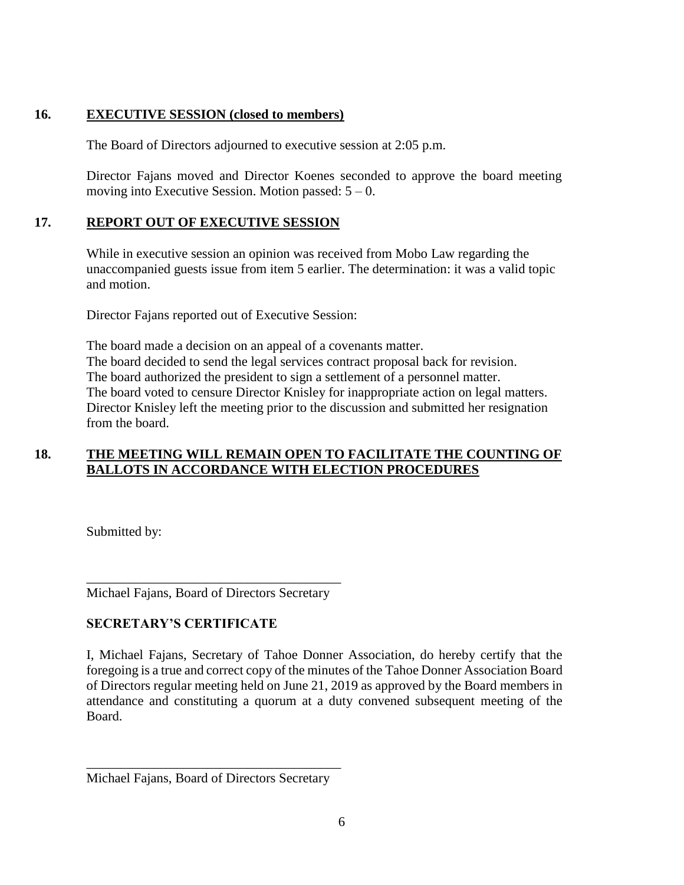## 16. EXECUTIVE SESSION (closed to members)

The Board of Directors adjourned to executive session at 2:05 p.m.

Director Fajans moved and Director Koenes seconded to approve the board meeting moving into Executive Session. Motion passed: 5 – 0.

## 17. REPORT OUT OF EXECUTIVE SESSION

While in executive session an opinion was received from Mobo Law regarding the unaccompanied guests issue from item 5 earlier. The determination: it was a valid topic and motion.

Director Fajans reported out of Executive Session:

The board made a decision on an appeal of a covenants matter.
The board decided to send the legal services contract proposal back for revision.
The board authorized the president to sign a settlement of a personnel matter.
The board voted to censure Director Knisley for inappropriate action on legal matters. Director Knisley left the meeting prior to the discussion and submitted her resignation from the board.

## 18. THE MEETING WILL REMAIN OPEN TO FACILITATE THE COUNTING OF BALLOTS IN ACCORDANCE WITH ELECTION PROCEDURES

Submitted by:

\_\_\_\_\_\_\_\_\_\_\_\_\_\_\_\_\_\_\_\_\_\_\_\_\_\_\_\_\_\_\_\_\_\_\_\_\_\_

Michael Fajans, Board of Directors Secretary

**SECRETARY'S CERTIFICATE**

I, Michael Fajans, Secretary of Tahoe Donner Association, do hereby certify that the foregoing is a true and correct copy of the minutes of the Tahoe Donner Association Board of Directors regular meeting held on June 21, 2019 as approved by the Board members in attendance and constituting a quorum at a duty convened subsequent meeting of the Board.

\_\_\_\_\_\_\_\_\_\_\_\_\_\_\_\_\_\_\_\_\_\_\_\_\_\_\_\_\_\_\_\_\_\_\_\_\_\_

Michael Fajans, Board of Directors Secretary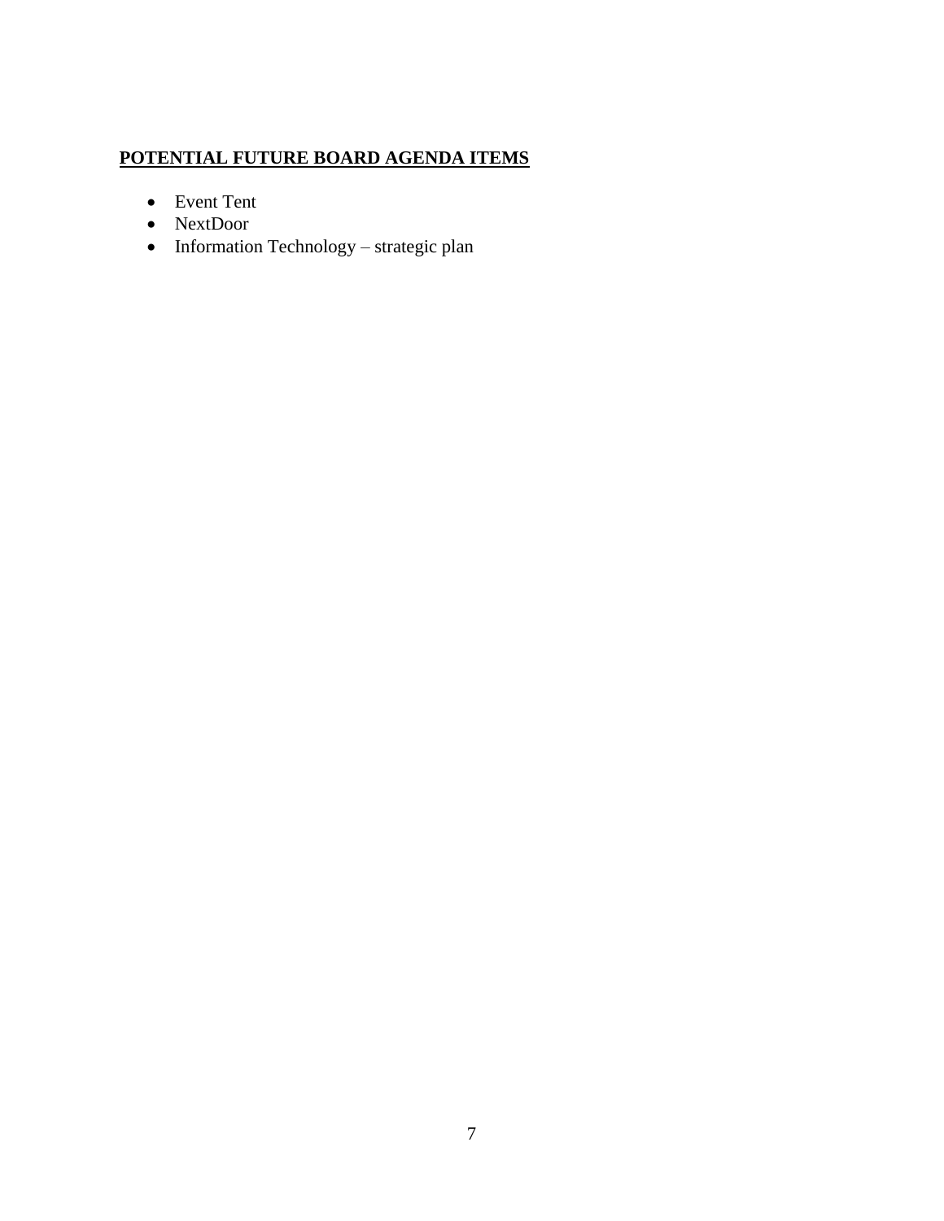## **POTENTIAL FUTURE BOARD AGENDA ITEMS**

- Event Tent
- NextDoor
- Information Technology – strategic plan